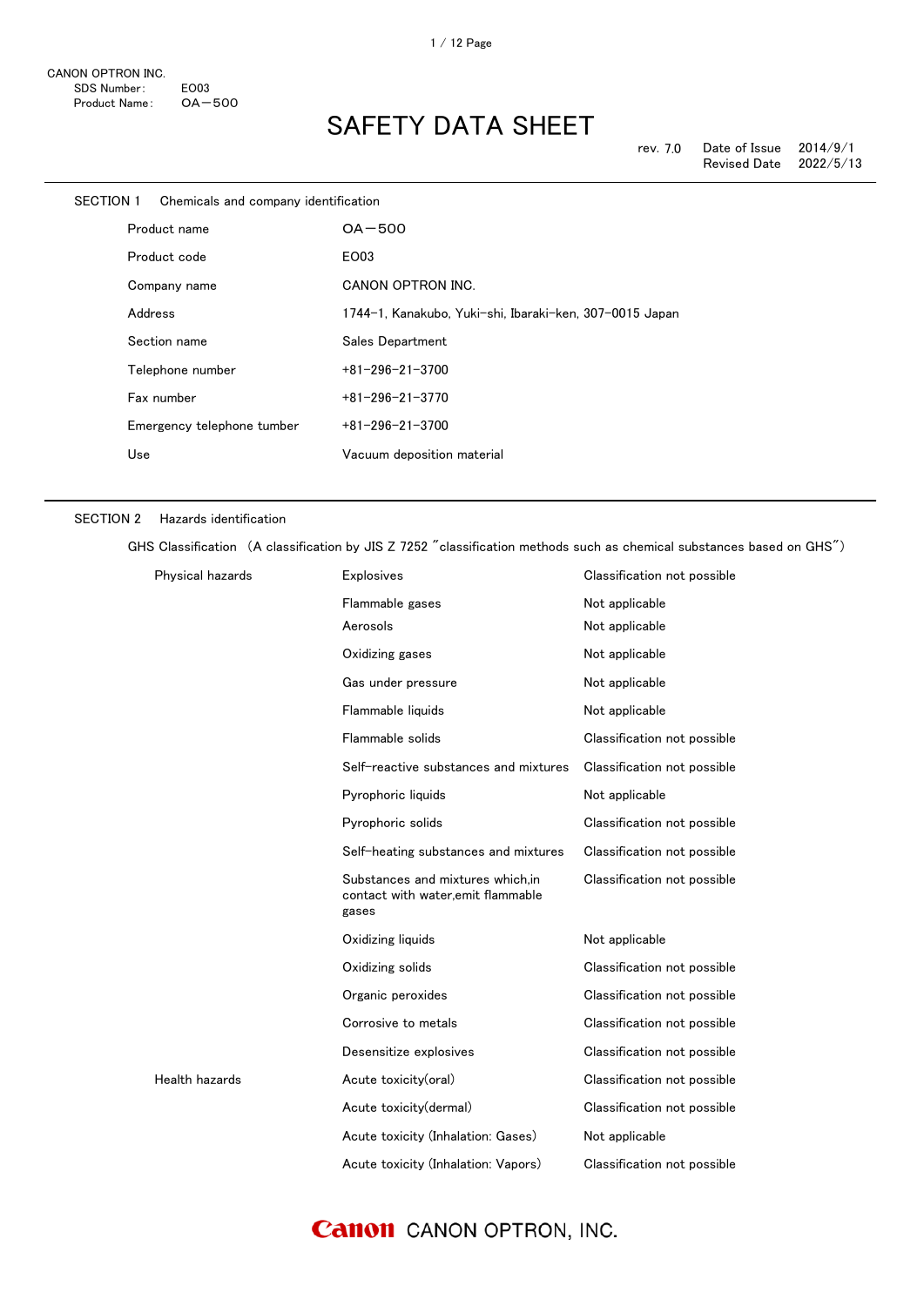CANON OPTRON INC.
SDS Number: E003
Product Name: OA－500

# SAFETY DATA SHEET

rev. 7.0 Date of Issue 2014/9/1
Revised Date 2022/5/13

## SECTION 1 Chemicals and company identification

| | |
|---|---|
| Product name | OA－500 |
| Product code | E003 |
| Company name | CANON OPTRON INC. |
| Address | 1744-1, Kanakubo, Yuki-shi, Ibaraki-ken, 307-0015 Japan |
| Section name | Sales Department |
| Telephone number | +81-296-21-3700 |
| Fax number | +81-296-21-3770 |
| Emergency telephone tumber | +81-296-21-3700 |
| Use | Vacuum deposition material |

## SECTION 2 Hazards identification

GHS Classification （A classification by JIS Z 7252 "classification methods such as chemical substances based on GHS"）

| | | |
|---|---|---|
| Physical hazards | Explosives | Classification not possible |
| | Flammable gases | Not applicable |
| | Aerosols | Not applicable |
| | Oxidizing gases | Not applicable |
| | Gas under pressure | Not applicable |
| | Flammable liquids | Not applicable |
| | Flammable solids | Classification not possible |
| | Self-reactive substances and mixtures | Classification not possible |
| | Pyrophoric liquids | Not applicable |
| | Pyrophoric solids | Classification not possible |
| | Self-heating substances and mixtures | Classification not possible |
| | Substances and mixtures which,in contact with water,emit flammable gases | Classification not possible |
| | Oxidizing liquids | Not applicable |
| | Oxidizing solids | Classification not possible |
| | Organic peroxides | Classification not possible |
| | Corrosive to metals | Classification not possible |
| | Desensitize explosives | Classification not possible |
| Health hazards | Acute toxicity(oral) | Classification not possible |
| | Acute toxicity(dermal) | Classification not possible |
| | Acute toxicity (Inhalation: Gases) | Not applicable |
| | Acute toxicity (Inhalation: Vapors) | Classification not possible |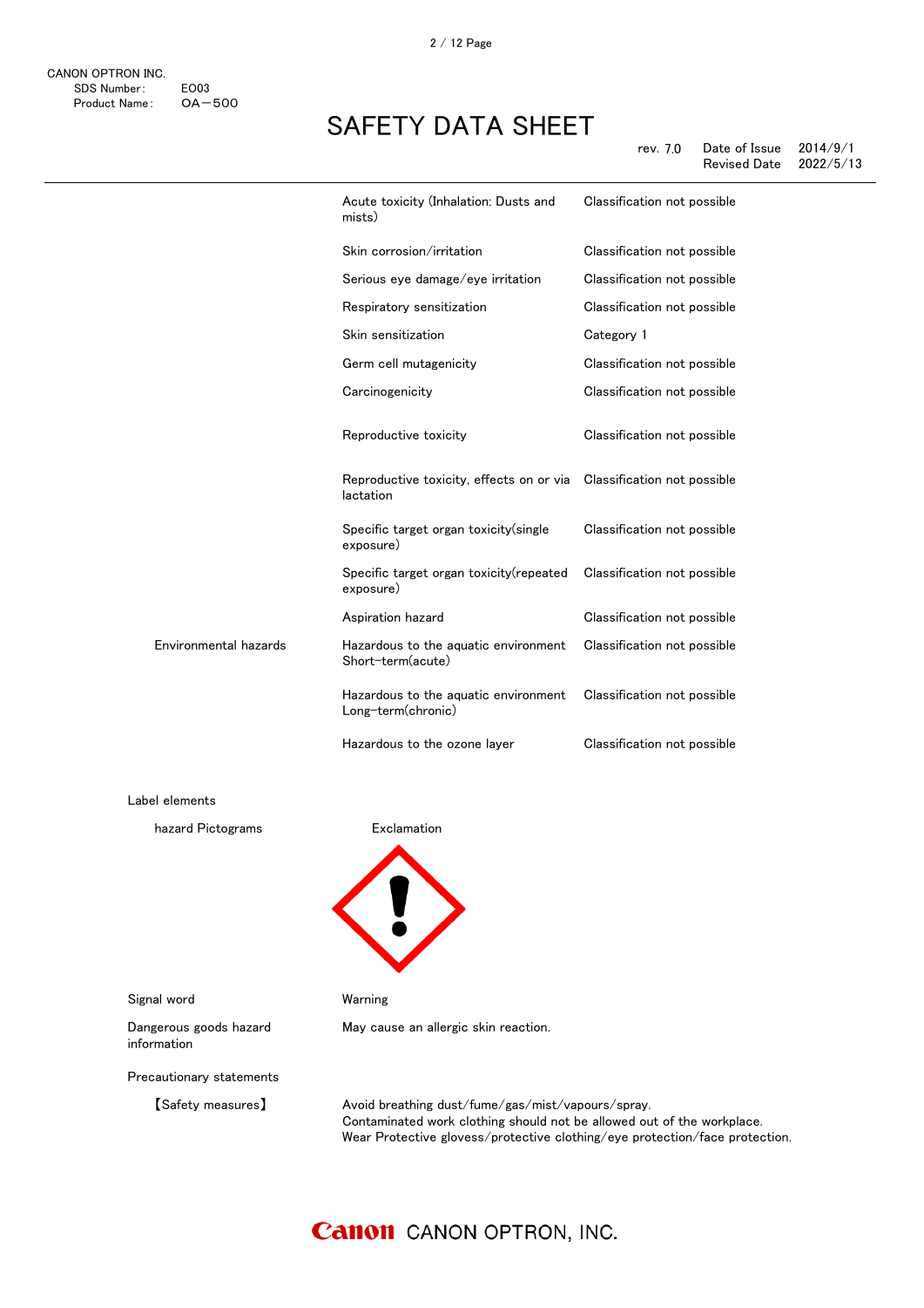| | | |
|---|---|---|
| | Acute toxicity (Inhalation: Dusts and mists) | Classification not possible |
| | Skin corrosion/irritation | Classification not possible |
| | Serious eye damage/eye irritation | Classification not possible |
| | Respiratory sensitization | Classification not possible |
| | Skin sensitization | Category 1 |
| | Germ cell mutagenicity | Classification not possible |
| | Carcinogenicity | Classification not possible |
| | Reproductive toxicity | Classification not possible |
| | Reproductive toxicity, effects on or via lactation | Classification not possible |
| | Specific target organ toxicity(single exposure) | Classification not possible |
| | Specific target organ toxicity(repeated exposure) | Classification not possible |
| | Aspiration hazard | Classification not possible |
| Environmental hazards | Hazardous to the aquatic environment Short-term(acute) | Classification not possible |
| | Hazardous to the aquatic environment Long-term(chronic) | Classification not possible |
| | Hazardous to the ozone layer | Classification not possible |

Label elements

hazard Pictograms: Exclamation

Signal word: Warning

Dangerous goods hazard information: May cause an allergic skin reaction.

Precautionary statements

【Safety measures】

Avoid breathing dust/fume/gas/mist/vapours/spray.
Contaminated work clothing should not be allowed out of the workplace.
Wear Protective glovess/protective clothing/eye protection/face protection.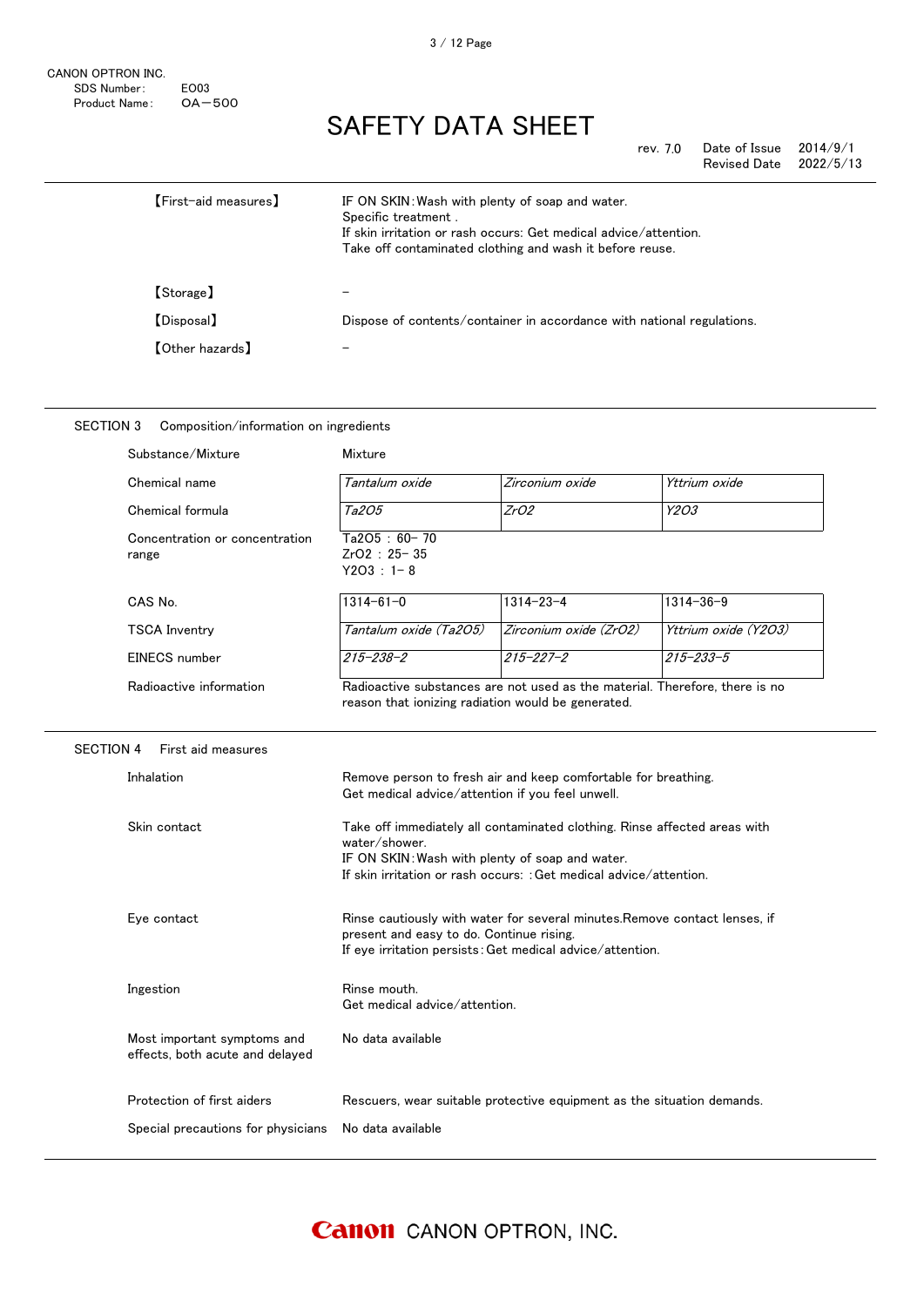| | |
|---|---|
| 【First-aid measures】 | IF ON SKIN:Wash with plenty of soap and water.<br>Specific treatment .<br>If skin irritation or rash occurs: Get medical advice/attention.<br>Take off contaminated clothing and wash it before reuse. |
| 【Storage】 | － |
| 【Disposal】 | Dispose of contents/container in accordance with national regulations. |
| 【Other hazards】 | － |

## SECTION 3　Composition/information on ingredients

| | | | |
|---|---|---|---|
| Substance/Mixture | Mixture | | |
| Chemical name | *Tantalum oxide* | *Zirconium oxide* | *Yttrium oxide* |
| Chemical formula | *$Ta_2O_5$* | *$ZrO_2$* | *$Y_2O_3$* |
| Concentration or concentration range | $Ta_2O_5$ : 60− 70<br>$ZrO_2$ : 25− 35<br>$Y_2O_3$ : 1− 8 | | |
| CAS No. | 1314−61−0 | 1314−23−4 | 1314−36−9 |
| TSCA Inventry | *Tantalum oxide ($Ta_2O_5$)* | *Zirconium oxide ($ZrO_2$)* | *Yttrium oxide ($Y_2O_3$)* |
| EINECS number | *215−238−2* | *215−227−2* | *215−233−5* |
| Radioactive information | Radioactive substances are not used as the material. Therefore, there is no reason that ionizing radiation would be generated. | | |

## SECTION 4　First aid measures

| | |
|---|---|
| Inhalation | Remove person to fresh air and keep comfortable for breathing.<br>Get medical advice/attention if you feel unwell. |
| Skin contact | Take off immediately all contaminated clothing. Rinse affected areas with water/shower.<br>IF ON SKIN:Wash with plenty of soap and water.<br>If skin irritation or rash occurs: :Get medical advice/attention. |
| Eye contact | Rinse cautiously with water for several minutes.Remove contact lenses, if present and easy to do. Continue rising.<br>If eye irritation persists:Get medical advice/attention. |
| Ingestion | Rinse mouth.<br>Get medical advice/attention. |
| Most important symptoms and effects, both acute and delayed | No data available |
| Protection of first aiders | Rescuers, wear suitable protective equipment as the situation demands. |
| Special precautions for physicians | No data available |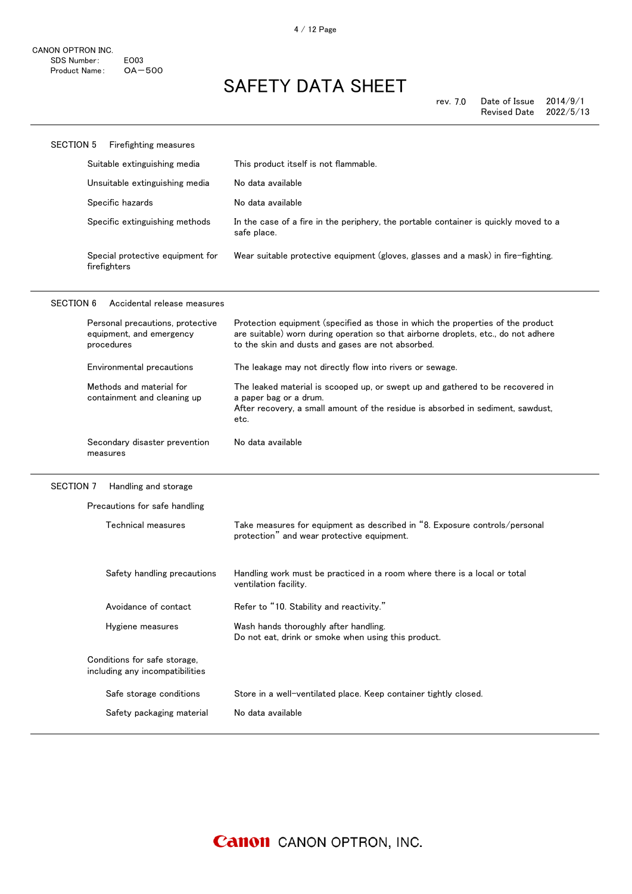## SECTION 5 Firefighting measures

| | |
|---|---|
| Suitable extinguishing media | This product itself is not flammable. |
| Unsuitable extinguishing media | No data available |
| Specific hazards | No data available |
| Specific extinguishing methods | In the case of a fire in the periphery, the portable container is quickly moved to a safe place. |
| Special protective equipment for firefighters | Wear suitable protective equipment (gloves, glasses and a mask) in fire-fighting. |

## SECTION 6 Accidental release measures

| | |
|---|---|
| Personal precautions, protective equipment, and emergency procedures | Protection equipment (specified as those in which the properties of the product are suitable) worn during operation so that airborne droplets, etc., do not adhere to the skin and dusts and gases are not absorbed. |
| Environmental precautions | The leakage may not directly flow into rivers or sewage. |
| Methods and material for containment and cleaning up | The leaked material is scooped up, or swept up and gathered to be recovered in a paper bag or a drum.<br>After recovery, a small amount of the residue is absorbed in sediment, sawdust, etc. |
| Secondary disaster prevention measures | No data available |

## SECTION 7 Handling and storage

**Precautions for safe handling**

| | |
|---|---|
| Technical measures | Take measures for equipment as described in "8. Exposure controls/personal protection" and wear protective equipment. |
| Safety handling precautions | Handling work must be practiced in a room where there is a local or total ventilation facility. |
| Avoidance of contact | Refer to "10. Stability and reactivity." |
| Hygiene measures | Wash hands thoroughly after handling.<br>Do not eat, drink or smoke when using this product. |

**Conditions for safe storage, including any incompatibilities**

| | |
|---|---|
| Safe storage conditions | Store in a well-ventilated place. Keep container tightly closed. |
| Safety packaging material | No data available |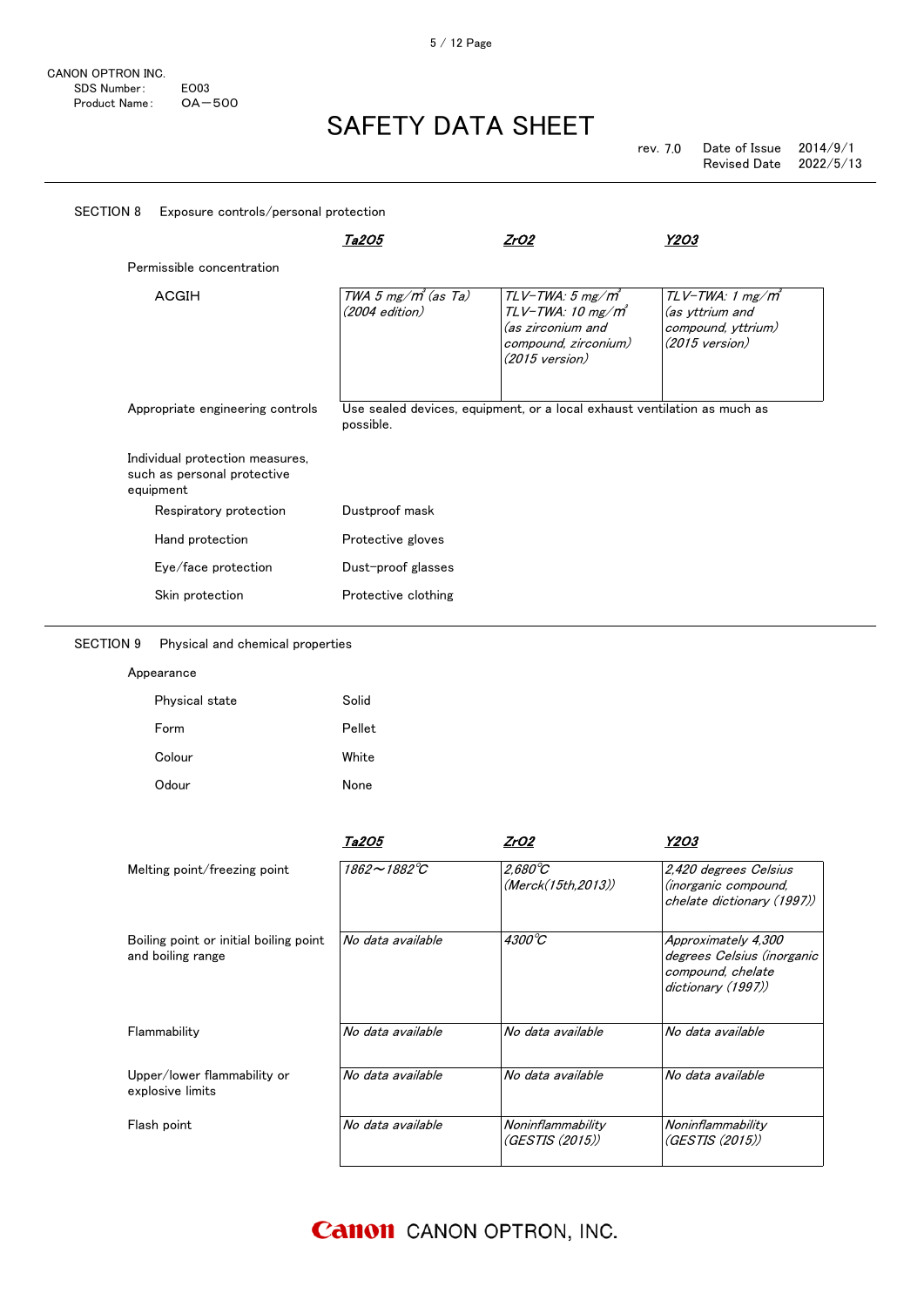CANON OPTRON INC.
SDS Number: E003
Product Name: OA－500

# SAFETY DATA SHEET

rev. 7.0 Date of Issue 2014/9/1
Revised Date 2022/5/13

## SECTION 8 Exposure controls/personal protection

| | *Ta2O5* | *ZrO2* | *Y2O3* |
|---|---|---|---|
| Permissible concentration | | | |
| ACGIH | *TWA 5 mg/m³ (as Ta) (2004 edition)* | *TLV-TWA: 5 mg/m³ TLV-TWA: 10 mg/m³ (as zirconium and compound, zirconium) (2015 version)* | *TLV-TWA: 1 mg/m³ (as yttrium and compound, yttrium) (2015 version)* |

Appropriate engineering controls: Use sealed devices, equipment, or a local exhaust ventilation as much as possible.

Individual protection measures, such as personal protective equipment

- Respiratory protection: Dustproof mask
- Hand protection: Protective gloves
- Eye/face protection: Dust-proof glasses
- Skin protection: Protective clothing

## SECTION 9 Physical and chemical properties

Appearance

- Physical state: Solid
- Form: Pellet
- Colour: White
- Odour: None

| | *Ta2O5* | *ZrO2* | *Y2O3* |
|---|---|---|---|
| Melting point/freezing point | *1862～1882℃* | *2,680℃ (Merck(15th,2013))* | *2,420 degrees Celsius (inorganic compound, chelate dictionary (1997))* |
| Boiling point or initial boiling point and boiling range | *No data available* | *4300℃* | *Approximately 4,300 degrees Celsius (inorganic compound, chelate dictionary (1997))* |
| Flammability | *No data available* | *No data available* | *No data available* |
| Upper/lower flammability or explosive limits | *No data available* | *No data available* | *No data available* |
| Flash point | *No data available* | *Noninflammability (GESTIS (2015))* | *Noninflammability (GESTIS (2015))* |

Canon CANON OPTRON, INC.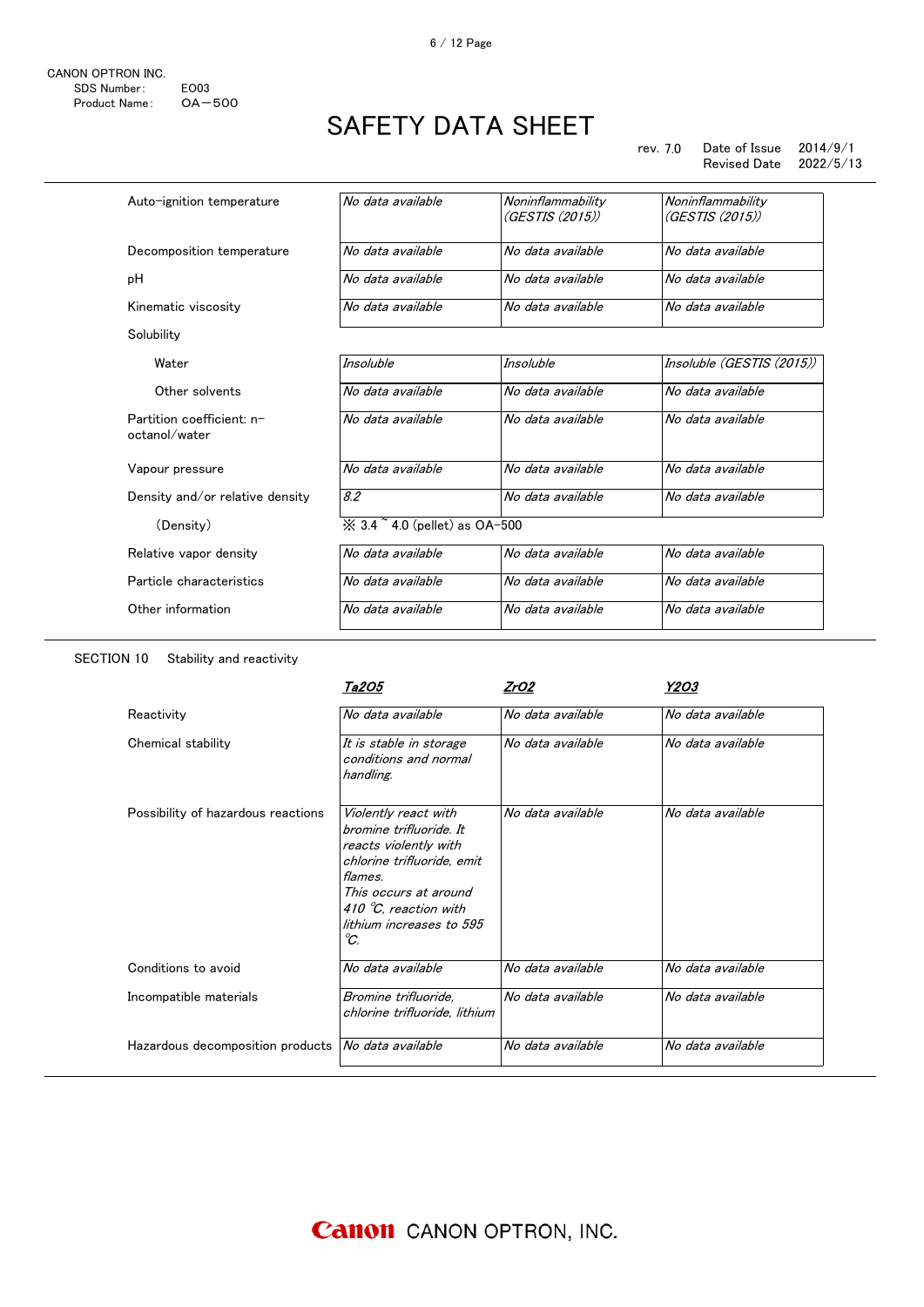CANON OPTRON INC.
SDS Number: EO03
Product Name: OA－500

# SAFETY DATA SHEET

rev. 7.0 Date of Issue 2014/9/1
Revised Date 2022/5/13

| | | | |
|---|---|---|---|
| Auto-ignition temperature | *No data available* | *Noninflammability (GESTIS (2015))* | *Noninflammability (GESTIS (2015))* |
| Decomposition temperature | *No data available* | *No data available* | *No data available* |
| pH | *No data available* | *No data available* | *No data available* |
| Kinematic viscosity | *No data available* | *No data available* | *No data available* |
| Solubility | | | |
| Water | *Insoluble* | *Insoluble* | *Insoluble (GESTIS (2015))* |
| Other solvents | *No data available* | *No data available* | *No data available* |
| Partition coefficient: n-octanol/water | *No data available* | *No data available* | *No data available* |
| Vapour pressure | *No data available* | *No data available* | *No data available* |
| Density and/or relative density | *8.2* | *No data available* | *No data available* |
| (Density) | ※ 3.4 ~ 4.0 (pellet) as OA-500 | | |
| Relative vapor density | *No data available* | *No data available* | *No data available* |
| Particle characteristics | *No data available* | *No data available* | *No data available* |
| Other information | *No data available* | *No data available* | *No data available* |

## SECTION 10 Stability and reactivity

| | ***$Ta_2O_5$*** | ***$ZrO_2$*** | ***$Y_2O_3$*** |
|---|---|---|---|
| Reactivity | *No data available* | *No data available* | *No data available* |
| Chemical stability | *It is stable in storage conditions and normal handling.* | *No data available* | *No data available* |
| Possibility of hazardous reactions | *Violently react with bromine trifluoride. It reacts violently with chlorine trifluoride, emit flames. This occurs at around 410 ℃, reaction with lithium increases to 595 ℃.* | *No data available* | *No data available* |
| Conditions to avoid | *No data available* | *No data available* | *No data available* |
| Incompatible materials | *Bromine trifluoride, chlorine trifluoride, lithium* | *No data available* | *No data available* |
| Hazardous decomposition products | *No data available* | *No data available* | *No data available* |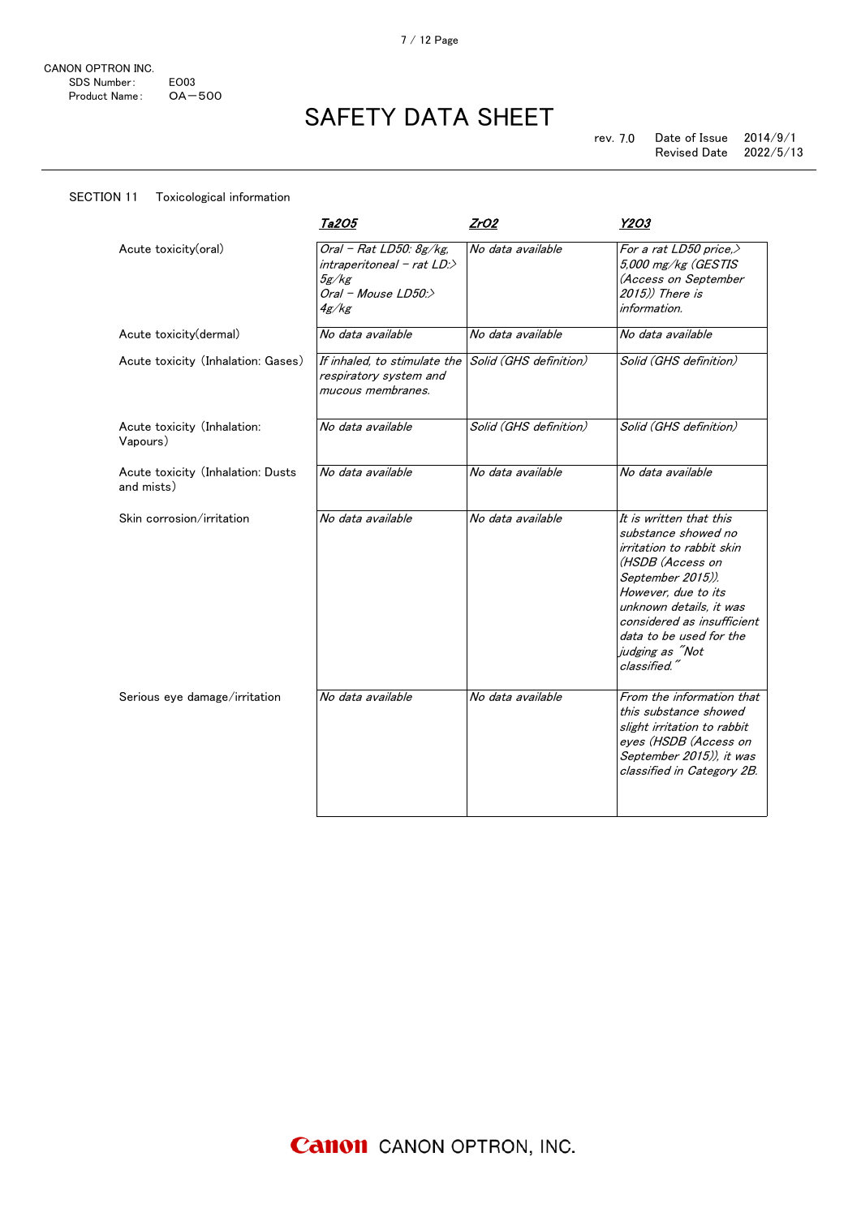CANON OPTRON INC.
SDS Number: EO03
Product Name: OA−500

# SAFETY DATA SHEET

rev. 7.0 Date of Issue 2014/9/1
Revised Date 2022/5/13

## SECTION 11 Toxicological information

| | *$Ta_2O_5$* | *$ZrO_2$* | *$Y_2O_3$* |
|---|---|---|---|
| Acute toxicity(oral) | *Oral − Rat LD50: 8g/kg, intraperitoneal − rat LD:> 5g/kg Oral − Mouse LD50:> 4g/kg* | *No data available* | *For a rat LD50 price,> 5,000 mg/kg (GESTIS (Access on September 2015)) There is information.* |
| Acute toxicity(dermal) | *No data available* | *No data available* | *No data available* |
| Acute toxicity (Inhalation: Gases) | *If inhaled, to stimulate the respiratory system and mucous membranes.* | *Solid (GHS definition)* | *Solid (GHS definition)* |
| Acute toxicity (Inhalation: Vapours) | *No data available* | *Solid (GHS definition)* | *Solid (GHS definition)* |
| Acute toxicity (Inhalation: Dusts and mists) | *No data available* | *No data available* | *No data available* |
| Skin corrosion/irritation | *No data available* | *No data available* | *It is written that this substance showed no irritation to rabbit skin (HSDB (Access on September 2015)). However, due to its unknown details, it was considered as insufficient data to be used for the judging as "Not classified."* |
| Serious eye damage/irritation | *No data available* | *No data available* | *From the information that this substance showed slight irritation to rabbit eyes (HSDB (Access on September 2015)), it was classified in Category 2B.* |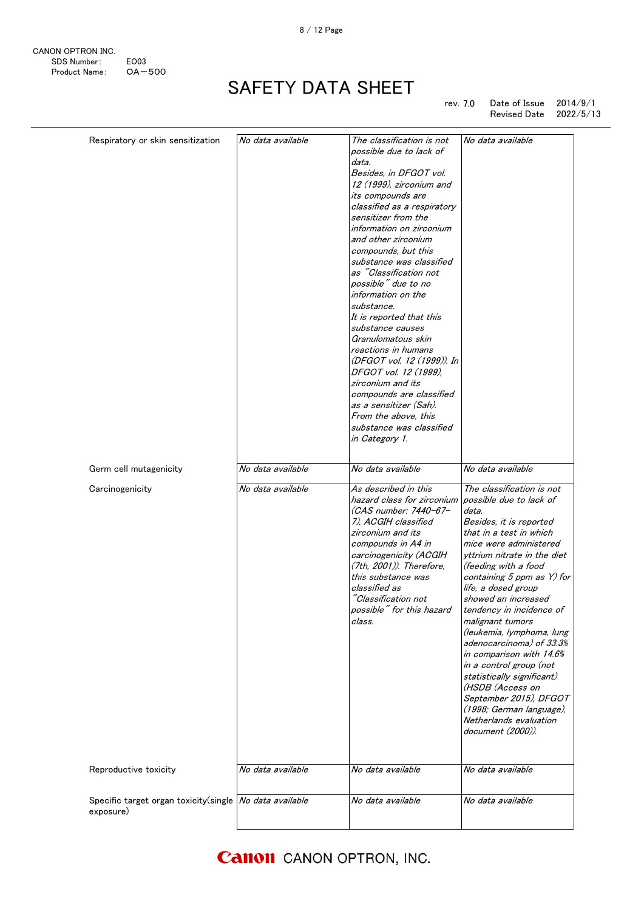CANON OPTRON INC.
SDS Number: E003
Product Name: OA−500

# SAFETY DATA SHEET

rev. 7.0 Date of Issue 2014/9/1
Revised Date 2022/5/13

| | | | |
|---|---|---|---|
| Respiratory or skin sensitization | *No data available* | *The classification is not possible due to lack of data. Besides, in DFGOT vol. 12 (1999), zirconium and its compounds are classified as a respiratory sensitizer from the information on zirconium and other zirconium compounds, but this substance was classified as "Classification not possible" due to no information on the substance. It is reported that this substance causes Granulomatous skin reactions in humans (DFGOT vol. 12 (1999)). In DFGOT vol. 12 (1999), zirconium and its compounds are classified as a sensitizer (Sah). From the above, this substance was classified in Category 1.* | *No data available* |
| Germ cell mutagenicity | *No data available* | *No data available* | *No data available* |
| Carcinogenicity | *No data available* | *As described in this hazard class for zirconium (CAS number: 7440-67-7), ACGIH classified zirconium and its compounds in A4 in carcinogenicity (ACGIH (7th, 2001)). Therefore, this substance was classified as "Classification not possible" for this hazard class.* | *The classification is not possible due to lack of data. Besides, it is reported that in a test in which mice were administered yttrium nitrate in the diet (feeding with a food containing 5 ppm as Y) for life, a dosed group showed an increased tendency in incidence of malignant tumors (leukemia, lymphoma, lung adenocarcinoma) of 33.3% in comparison with 14.6% in a control group (not statistically significant) (HSDB (Access on September 2015), DFGOT (1998; German language), Netherlands evaluation document (2000)).* |
| Reproductive toxicity | *No data available* | *No data available* | *No data available* |
| Specific target organ toxicity(single exposure) | *No data available* | *No data available* | *No data available* |

Canon CANON OPTRON, INC.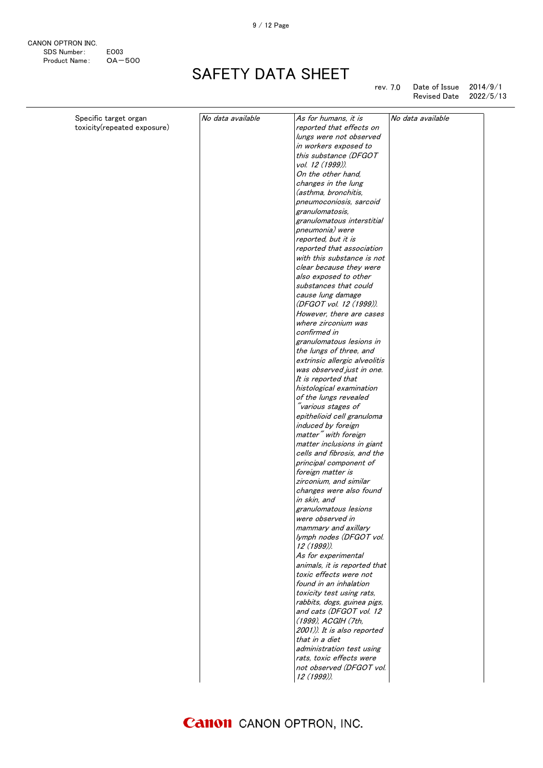CANON OPTRON INC.
SDS Number: E003
Product Name: OA−500

# SAFETY DATA SHEET

rev. 7.0 Date of Issue 2014/9/1
Revised Date 2022/5/13

| | | | |
|---|---|---|---|
| Specific target organ toxicity(repeated exposure) | *No data available* | *As for humans, it is reported that effects on lungs were not observed in workers exposed to this substance (DFGOT vol. 12 (1999)). On the other hand, changes in the lung (asthma, bronchitis, pneumoconiosis, sarcoid granulomatosis, granulomatous interstitial pneumonia) were reported, but it is reported that association with this substance is not clear because they were also exposed to other substances that could cause lung damage (DFGOT vol. 12 (1999)). However, there are cases where zirconium was confirmed in granulomatous lesions in the lungs of three, and extrinsic allergic alveolitis was observed just in one. It is reported that histological examination of the lungs revealed "various stages of epithelioid cell granuloma induced by foreign matter" with foreign matter inclusions in giant cells and fibrosis, and the principal component of foreign matter is zirconium, and similar changes were also found in skin, and granulomatous lesions were observed in mammary and axillary lymph nodes (DFGOT vol. 12 (1999)). As for experimental animals, it is reported that toxic effects were not found in an inhalation toxicity test using rats, rabbits, dogs, guinea pigs, and cats (DFGOT vol. 12 (1999), ACGIH (7th, 2001)). It is also reported that in a diet administration test using rats, toxic effects were not observed (DFGOT vol. 12 (1999)).* | *No data available* |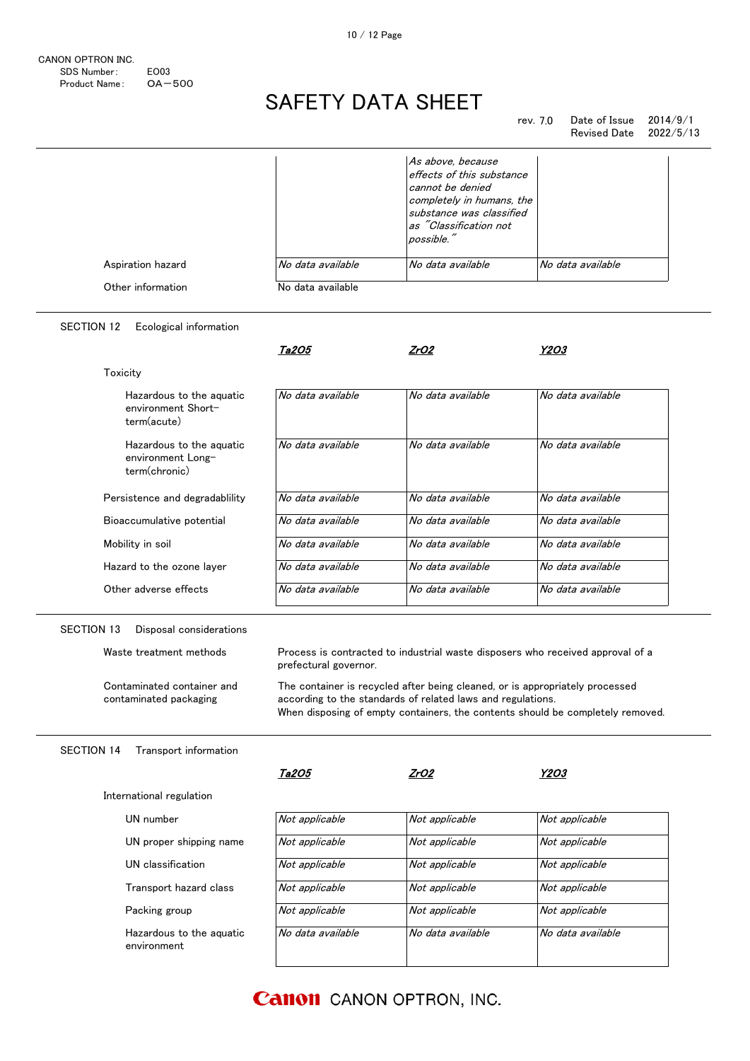| | | | |
|---|---|---|---|
| | | *As above, because effects of this substance cannot be denied completely in humans, the substance was classified as "Classification not possible."* | |
| Aspiration hazard | *No data available* | *No data available* | *No data available* |

Other information — No data available

## SECTION 12 Ecological information

| | *Ta2O5* | *ZrO2* | *Y2O3* |
|---|---|---|---|
| **Toxicity** | | | |
| Hazardous to the aquatic environment Short-term(acute) | *No data available* | *No data available* | *No data available* |
| Hazardous to the aquatic environment Long-term(chronic) | *No data available* | *No data available* | *No data available* |
| Persistence and degradablility | *No data available* | *No data available* | *No data available* |
| Bioaccumulative potential | *No data available* | *No data available* | *No data available* |
| Mobility in soil | *No data available* | *No data available* | *No data available* |
| Hazard to the ozone layer | *No data available* | *No data available* | *No data available* |
| Other adverse effects | *No data available* | *No data available* | *No data available* |

## SECTION 13 Disposal considerations

**Waste treatment methods**
Process is contracted to industrial waste disposers who received approval of a prefectural governor.

**Contaminated container and contaminated packaging**
The container is recycled after being cleaned, or is appropriately processed according to the standards of related laws and regulations.
When disposing of empty containers, the contents should be completely removed.

## SECTION 14 Transport information

| | *Ta2O5* | *ZrO2* | *Y2O3* |
|---|---|---|---|
| **International regulation** | | | |
| UN number | *Not applicable* | *Not applicable* | *Not applicable* |
| UN proper shipping name | *Not applicable* | *Not applicable* | *Not applicable* |
| UN classification | *Not applicable* | *Not applicable* | *Not applicable* |
| Transport hazard class | *Not applicable* | *Not applicable* | *Not applicable* |
| Packing group | *Not applicable* | *Not applicable* | *Not applicable* |
| Hazardous to the aquatic environment | *No data available* | *No data available* | *No data available* |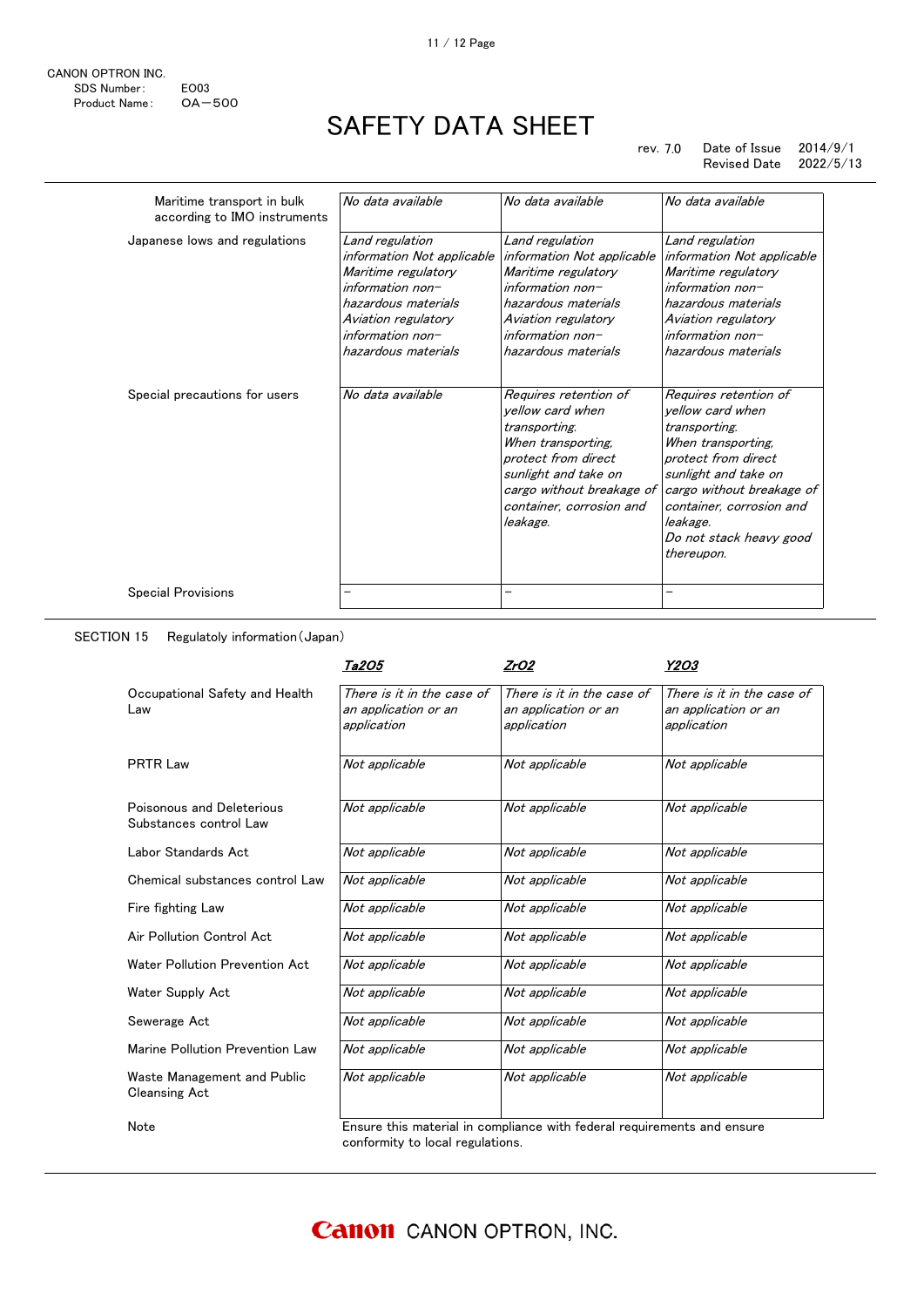CANON OPTRON INC.
SDS Number: E003
Product Name: OA－500

# SAFETY DATA SHEET

rev. 7.0　Date of Issue 2014/9/1
Revised Date 2022/5/13

| | | | |
|---|---|---|---|
| Maritime transport in bulk according to IMO instruments | *No data available* | *No data available* | *No data available* |
| Japanese lows and regulations | *Land regulation information Not applicable Maritime regulatory information non-hazardous materials Aviation regulatory information non-hazardous materials* | *Land regulation information Not applicable Maritime regulatory information non-hazardous materials Aviation regulatory information non-hazardous materials* | *Land regulation information Not applicable Maritime regulatory information non-hazardous materials Aviation regulatory information non-hazardous materials* |
| Special precautions for users | *No data available* | *Requires retention of yellow card when transporting. When transporting, protect from direct sunlight and take on cargo without breakage of container, corrosion and leakage.* | *Requires retention of yellow card when transporting. When transporting, protect from direct sunlight and take on cargo without breakage of container, corrosion and leakage. Do not stack heavy good thereupon.* |
| Special Provisions | – | – | – |

## SECTION 15 Regulatoly information（Japan）

| | ***Ta2O5*** | ***ZrO2*** | ***Y2O3*** |
|---|---|---|---|
| Occupational Safety and Health Law | *There is it in the case of an application or an application* | *There is it in the case of an application or an application* | *There is it in the case of an application or an application* |
| PRTR Law | *Not applicable* | *Not applicable* | *Not applicable* |
| Poisonous and Deleterious Substances control Law | *Not applicable* | *Not applicable* | *Not applicable* |
| Labor Standards Act | *Not applicable* | *Not applicable* | *Not applicable* |
| Chemical substances control Law | *Not applicable* | *Not applicable* | *Not applicable* |
| Fire fighting Law | *Not applicable* | *Not applicable* | *Not applicable* |
| Air Pollution Control Act | *Not applicable* | *Not applicable* | *Not applicable* |
| Water Pollution Prevention Act | *Not applicable* | *Not applicable* | *Not applicable* |
| Water Supply Act | *Not applicable* | *Not applicable* | *Not applicable* |
| Sewerage Act | *Not applicable* | *Not applicable* | *Not applicable* |
| Marine Pollution Prevention Law | *Not applicable* | *Not applicable* | *Not applicable* |
| Waste Management and Public Cleansing Act | *Not applicable* | *Not applicable* | *Not applicable* |
| Note | Ensure this material in compliance with federal requirements and ensure conformity to local regulations. | | |

CANON OPTRON, INC.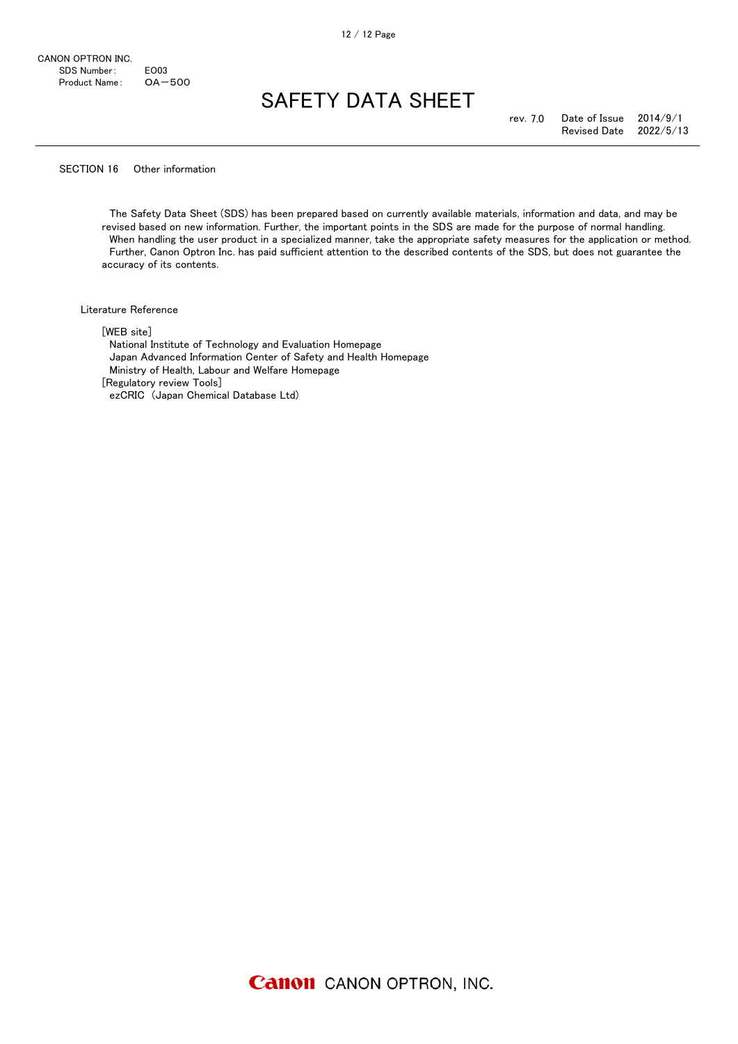CANON OPTRON INC.
SDS Number: EO03
Product Name: OA－500

# SAFETY DATA SHEET

rev. 7.0 Date of Issue 2014/9/1
Revised Date 2022/5/13

## SECTION 16 Other information

The Safety Data Sheet (SDS) has been prepared based on currently available materials, information and data, and may be revised based on new information. Further, the important points in the SDS are made for the purpose of normal handling.
When handling the user product in a specialized manner, take the appropriate safety measures for the application or method.
Further, Canon Optron Inc. has paid sufficient attention to the described contents of the SDS, but does not guarantee the accuracy of its contents.

### Literature Reference

[WEB site]
National Institute of Technology and Evaluation Homepage
Japan Advanced Information Center of Safety and Health Homepage
Ministry of Health, Labour and Welfare Homepage
[Regulatory review Tools]
ezCRIC（Japan Chemical Database Ltd）

Canon CANON OPTRON, INC.